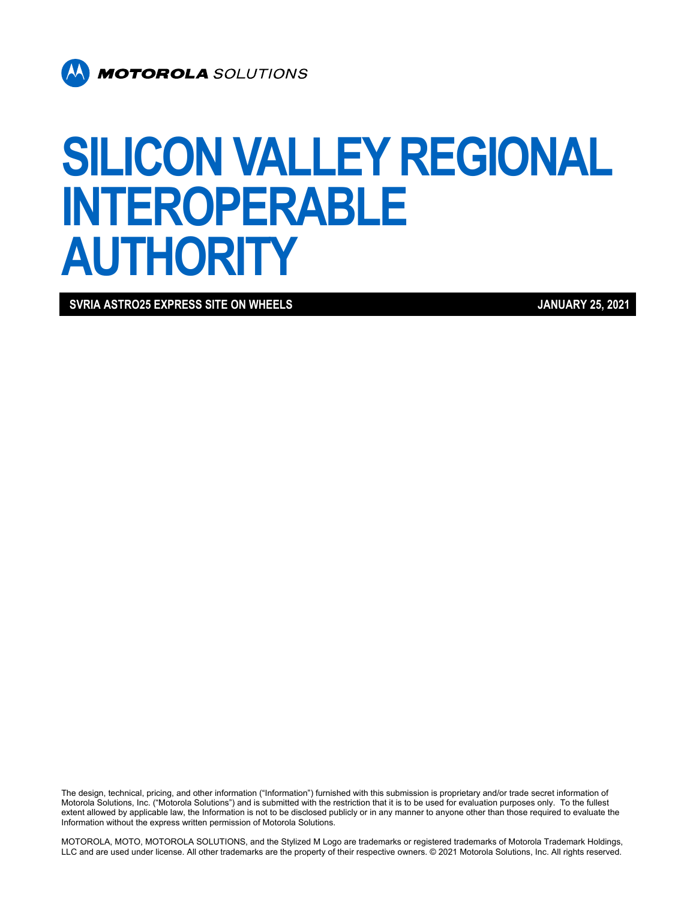MOTOROLA SOLUTIONS

# SILICON VALLEY REGIONAL INTEROPERABLE AUTHORITY

**SVRIA ASTRO25 EXPRESS SITE ON WHEELS** **JANUARY 25, 2021**

The design, technical, pricing, and other information ("Information") furnished with this submission is proprietary and/or trade secret information of Motorola Solutions, Inc. ("Motorola Solutions") and is submitted with the restriction that it is to be used for evaluation purposes only. To the fullest extent allowed by applicable law, the Information is not to be disclosed publicly or in any manner to anyone other than those required to evaluate the Information without the express written permission of Motorola Solutions.

MOTOROLA, MOTO, MOTOROLA SOLUTIONS, and the Stylized M Logo are trademarks or registered trademarks of Motorola Trademark Holdings, LLC and are used under license. All other trademarks are the property of their respective owners. © 2021 Motorola Solutions, Inc. All rights reserved.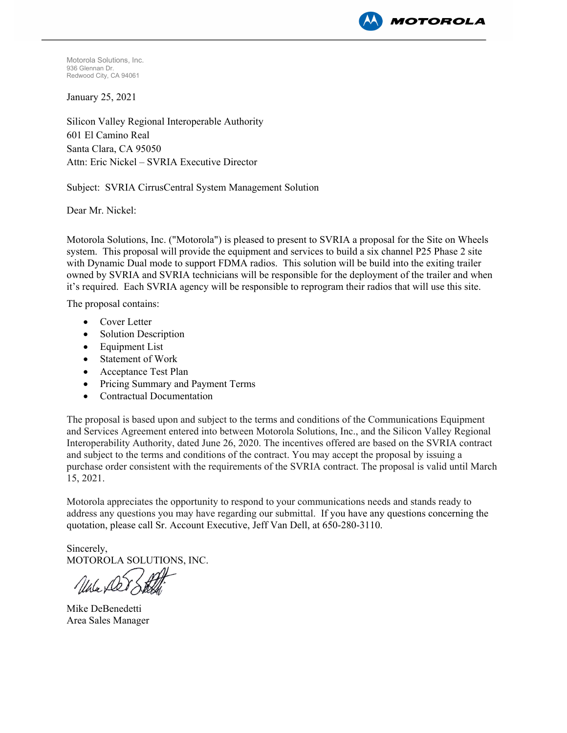Motorola Solutions, Inc.
936 Glennan Dr.
Redwood City, CA 94061

January 25, 2021

Silicon Valley Regional Interoperable Authority
601 El Camino Real
Santa Clara, CA 95050
Attn: Eric Nickel – SVRIA Executive Director

Subject: SVRIA CirrusCentral System Management Solution

Dear Mr. Nickel:

Motorola Solutions, Inc. ("Motorola") is pleased to present to SVRIA a proposal for the Site on Wheels system. This proposal will provide the equipment and services to build a six channel P25 Phase 2 site with Dynamic Dual mode to support FDMA radios. This solution will be build into the exiting trailer owned by SVRIA and SVRIA technicians will be responsible for the deployment of the trailer and when it's required. Each SVRIA agency will be responsible to reprogram their radios that will use this site.

The proposal contains:

- Cover Letter
- Solution Description
- Equipment List
- Statement of Work
- Acceptance Test Plan
- Pricing Summary and Payment Terms
- Contractual Documentation

The proposal is based upon and subject to the terms and conditions of the Communications Equipment and Services Agreement entered into between Motorola Solutions, Inc., and the Silicon Valley Regional Interoperability Authority, dated June 26, 2020. The incentives offered are based on the SVRIA contract and subject to the terms and conditions of the contract. You may accept the proposal by issuing a purchase order consistent with the requirements of the SVRIA contract. The proposal is valid until March 15, 2021.

Motorola appreciates the opportunity to respond to your communications needs and stands ready to address any questions you may have regarding our submittal. If you have any questions concerning the quotation, please call Sr. Account Executive, Jeff Van Dell, at 650-280-3110.

Sincerely,
MOTOROLA SOLUTIONS, INC.

Mike DeBenedetti
Area Sales Manager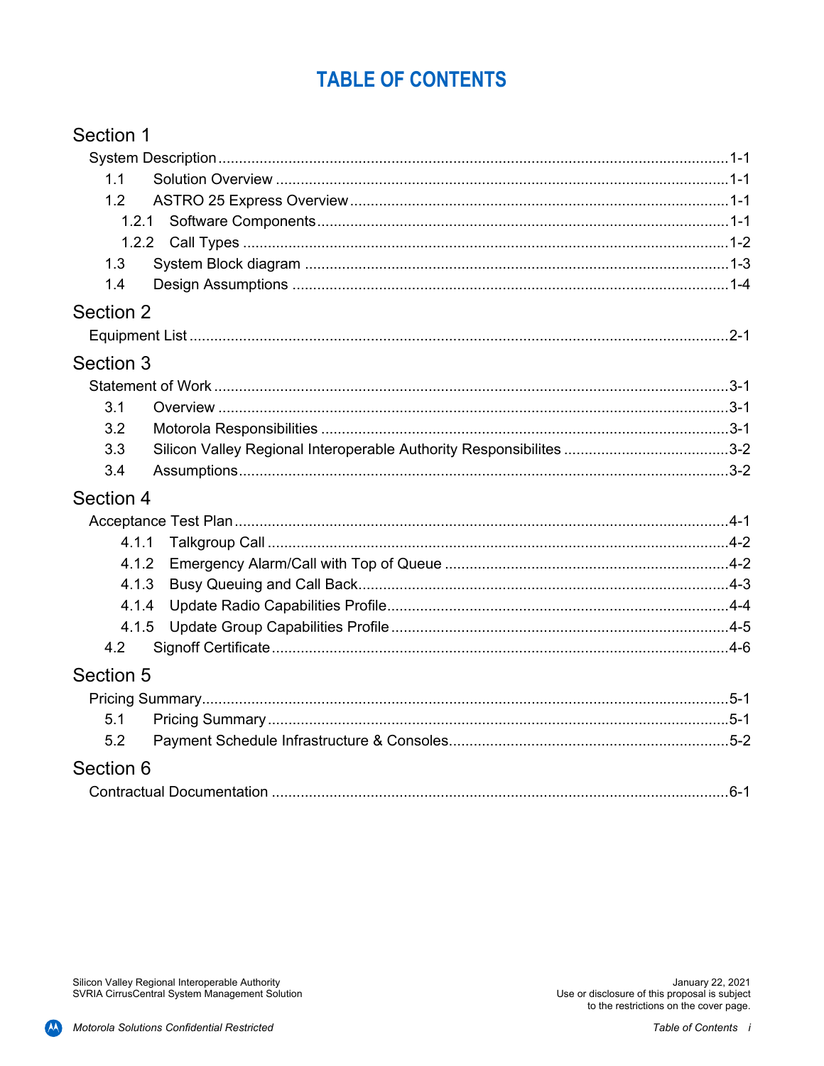# TABLE OF CONTENTS

## Section 1

System Description ....................................................................................................1-1

- 1.1 Solution Overview ....................................................................................1-1
- 1.2 ASTRO 25 Express Overview ...................................................................1-1
  - 1.2.1 Software Components ......................................................................1-1
  - 1.2.2 Call Types ........................................................................................1-2
- 1.3 System Block diagram ..............................................................................1-3
- 1.4 Design Assumptions .................................................................................1-4

## Section 2

Equipment List ..........................................................................................................2-1

## Section 3

Statement of Work ....................................................................................................3-1

- 3.1 Overview ..................................................................................................3-1
- 3.2 Motorola Responsibilities ..........................................................................3-1
- 3.3 Silicon Valley Regional Interoperable Authority Responsibilites ...............3-2
- 3.4 Assumptions .............................................................................................3-2

## Section 4

Acceptance Test Plan ................................................................................................4-1

- 4.1.1 Talkgroup Call .......................................................................................4-2
- 4.1.2 Emergency Alarm/Call with Top of Queue ............................................4-2
- 4.1.3 Busy Queuing and Call Back .................................................................4-3
- 4.1.4 Update Radio Capabilities Profile ..........................................................4-4
- 4.1.5 Update Group Capabilities Profile .........................................................4-5
- 4.2 Signoff Certificate .....................................................................................4-6

## Section 5

Pricing Summary .......................................................................................................5-1

- 5.1 Pricing Summary .......................................................................................5-1
- 5.2 Payment Schedule Infrastructure & Consoles ...........................................5-2

## Section 6

Contractual Documentation .......................................................................................6-1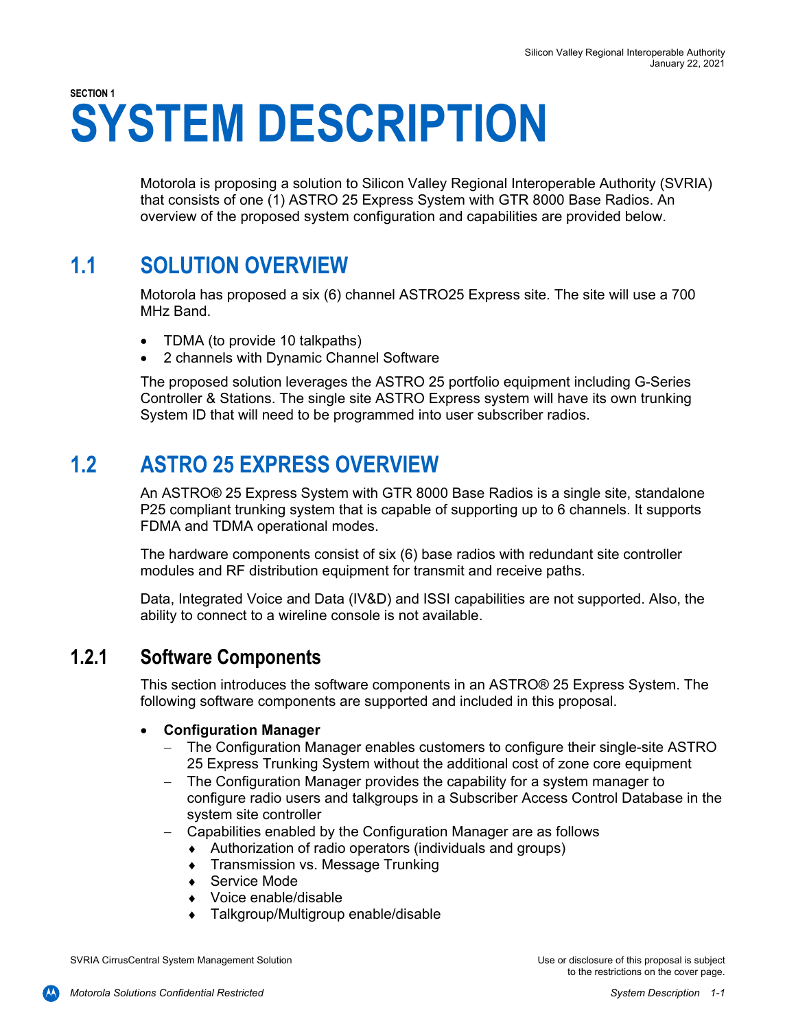SECTION 1

# SYSTEM DESCRIPTION

Motorola is proposing a solution to Silicon Valley Regional Interoperable Authority (SVRIA) that consists of one (1) ASTRO 25 Express System with GTR 8000 Base Radios. An overview of the proposed system configuration and capabilities are provided below.

## 1.1 SOLUTION OVERVIEW

Motorola has proposed a six (6) channel ASTRO25 Express site. The site will use a 700 MHz Band.

- TDMA (to provide 10 talkpaths)
- 2 channels with Dynamic Channel Software

The proposed solution leverages the ASTRO 25 portfolio equipment including G-Series Controller & Stations. The single site ASTRO Express system will have its own trunking System ID that will need to be programmed into user subscriber radios.

## 1.2 ASTRO 25 EXPRESS OVERVIEW

An ASTRO® 25 Express System with GTR 8000 Base Radios is a single site, standalone P25 compliant trunking system that is capable of supporting up to 6 channels. It supports FDMA and TDMA operational modes.

The hardware components consist of six (6) base radios with redundant site controller modules and RF distribution equipment for transmit and receive paths.

Data, Integrated Voice and Data (IV&D) and ISSI capabilities are not supported. Also, the ability to connect to a wireline console is not available.

### 1.2.1 Software Components

This section introduces the software components in an ASTRO® 25 Express System. The following software components are supported and included in this proposal.

- **Configuration Manager**
  - The Configuration Manager enables customers to configure their single-site ASTRO 25 Express Trunking System without the additional cost of zone core equipment
  - The Configuration Manager provides the capability for a system manager to configure radio users and talkgroups in a Subscriber Access Control Database in the system site controller
  - Capabilities enabled by the Configuration Manager are as follows
    - Authorization of radio operators (individuals and groups)
    - Transmission vs. Message Trunking
    - Service Mode
    - Voice enable/disable
    - Talkgroup/Multigroup enable/disable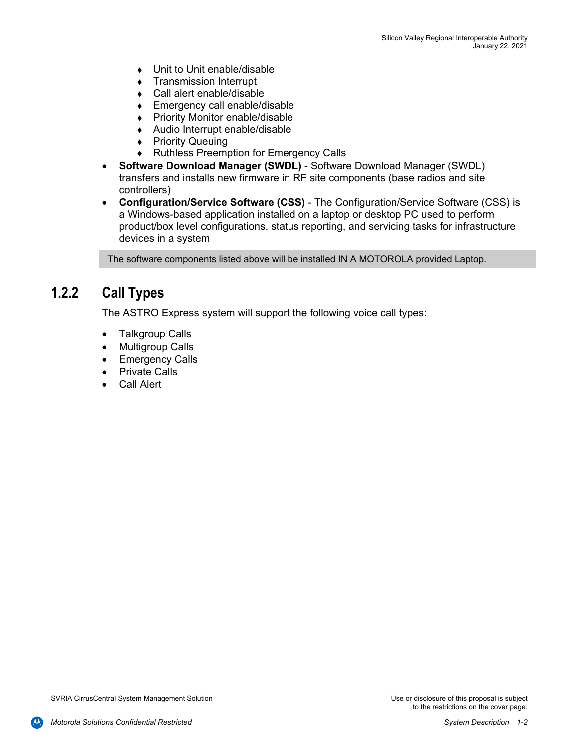- Unit to Unit enable/disable
- Transmission Interrupt
- Call alert enable/disable
- Emergency call enable/disable
- Priority Monitor enable/disable
- Audio Interrupt enable/disable
- Priority Queuing
- Ruthless Preemption for Emergency Calls

- **Software Download Manager (SWDL)** - Software Download Manager (SWDL) transfers and installs new firmware in RF site components (base radios and site controllers)
- **Configuration/Service Software (CSS)** - The Configuration/Service Software (CSS) is a Windows-based application installed on a laptop or desktop PC used to perform product/box level configurations, status reporting, and servicing tasks for infrastructure devices in a system

The software components listed above will be installed IN A MOTOROLA provided Laptop.

## 1.2.2 Call Types

The ASTRO Express system will support the following voice call types:

- Talkgroup Calls
- Multigroup Calls
- Emergency Calls
- Private Calls
- Call Alert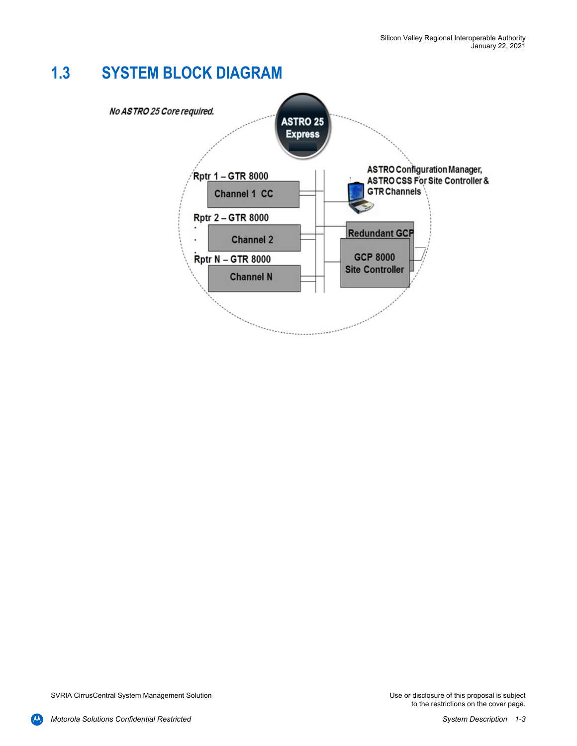## 1.3 SYSTEM BLOCK DIAGRAM

*No ASTRO 25 Core required.*

ASTRO 25 Express

Rptr 1 – GTR 8000

Channel 1 CC

Rptr 2 – GTR 8000

Channel 2

Rptr N – GTR 8000

Channel N

ASTRO Configuration Manager, ASTRO CSS For Site Controller & GTR Channels

Redundant GCP

GCP 8000 Site Controller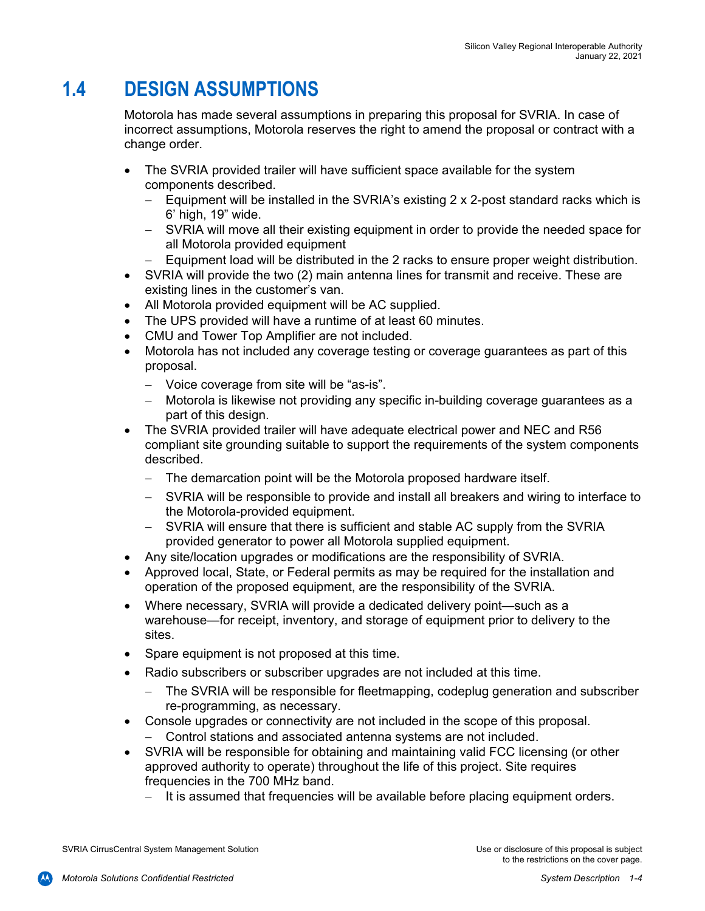## 1.4 DESIGN ASSUMPTIONS

Motorola has made several assumptions in preparing this proposal for SVRIA. In case of incorrect assumptions, Motorola reserves the right to amend the proposal or contract with a change order.

- The SVRIA provided trailer will have sufficient space available for the system components described.
  - Equipment will be installed in the SVRIA's existing 2 x 2-post standard racks which is 6' high, 19" wide.
  - SVRIA will move all their existing equipment in order to provide the needed space for all Motorola provided equipment
  - Equipment load will be distributed in the 2 racks to ensure proper weight distribution.
- SVRIA will provide the two (2) main antenna lines for transmit and receive. These are existing lines in the customer's van.
- All Motorola provided equipment will be AC supplied.
- The UPS provided will have a runtime of at least 60 minutes.
- CMU and Tower Top Amplifier are not included.
- Motorola has not included any coverage testing or coverage guarantees as part of this proposal.
  - Voice coverage from site will be "as-is".
  - Motorola is likewise not providing any specific in-building coverage guarantees as a part of this design.
- The SVRIA provided trailer will have adequate electrical power and NEC and R56 compliant site grounding suitable to support the requirements of the system components described.
  - The demarcation point will be the Motorola proposed hardware itself.
  - SVRIA will be responsible to provide and install all breakers and wiring to interface to the Motorola-provided equipment.
  - SVRIA will ensure that there is sufficient and stable AC supply from the SVRIA provided generator to power all Motorola supplied equipment.
- Any site/location upgrades or modifications are the responsibility of SVRIA.
- Approved local, State, or Federal permits as may be required for the installation and operation of the proposed equipment, are the responsibility of the SVRIA.
- Where necessary, SVRIA will provide a dedicated delivery point—such as a warehouse—for receipt, inventory, and storage of equipment prior to delivery to the sites.
- Spare equipment is not proposed at this time.
- Radio subscribers or subscriber upgrades are not included at this time.
  - The SVRIA will be responsible for fleetmapping, codeplug generation and subscriber re-programming, as necessary.
- Console upgrades or connectivity are not included in the scope of this proposal.
  - Control stations and associated antenna systems are not included.
- SVRIA will be responsible for obtaining and maintaining valid FCC licensing (or other approved authority to operate) throughout the life of this project. Site requires frequencies in the 700 MHz band.
  - It is assumed that frequencies will be available before placing equipment orders.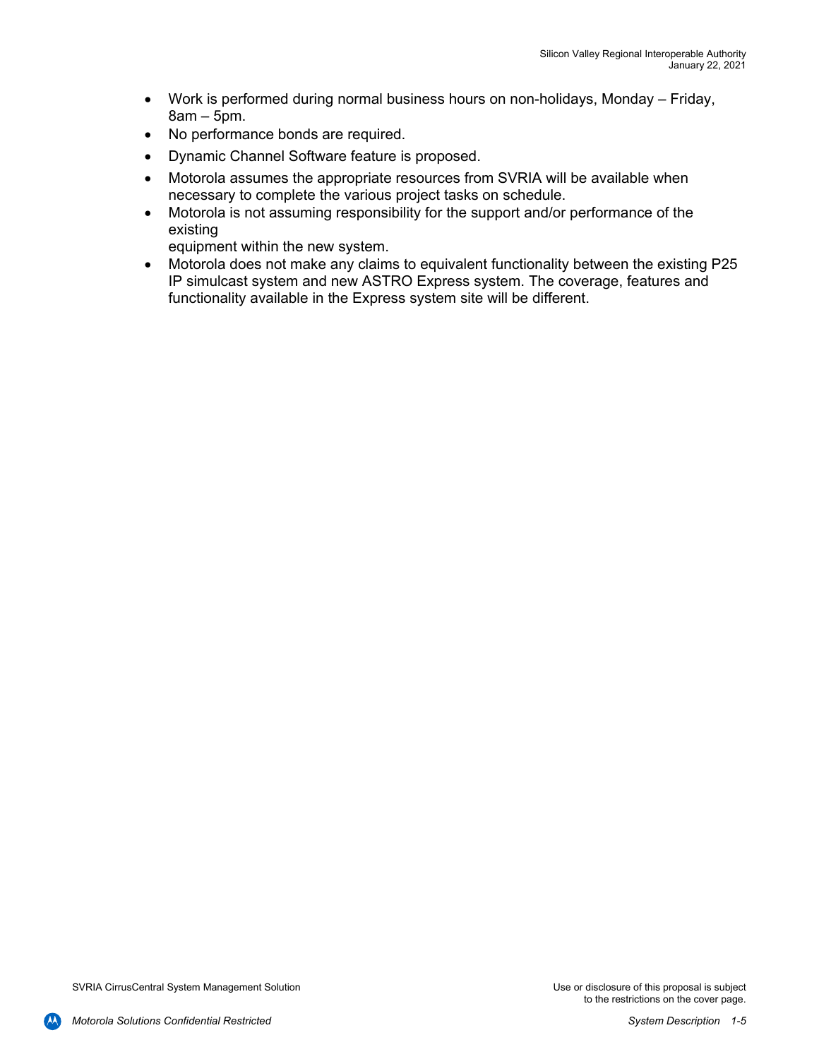- Work is performed during normal business hours on non-holidays, Monday – Friday, 8am – 5pm.
- No performance bonds are required.
- Dynamic Channel Software feature is proposed.
- Motorola assumes the appropriate resources from SVRIA will be available when necessary to complete the various project tasks on schedule.
- Motorola is not assuming responsibility for the support and/or performance of the existing equipment within the new system.
- Motorola does not make any claims to equivalent functionality between the existing P25 IP simulcast system and new ASTRO Express system. The coverage, features and functionality available in the Express system site will be different.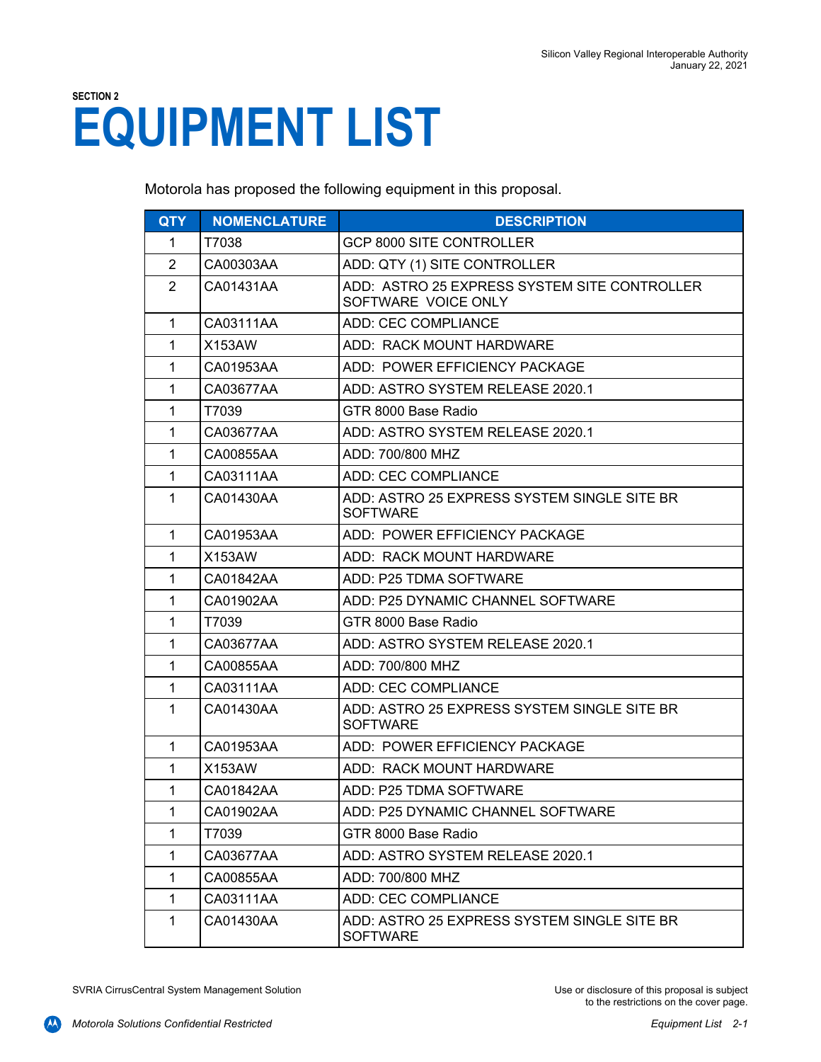SECTION 2

# EQUIPMENT LIST

Motorola has proposed the following equipment in this proposal.

| QTY | NOMENCLATURE | DESCRIPTION |
|---|---|---|
| 1 | T7038 | GCP 8000 SITE CONTROLLER |
| 2 | CA00303AA | ADD: QTY (1) SITE CONTROLLER |
| 2 | CA01431AA | ADD: ASTRO 25 EXPRESS SYSTEM SITE CONTROLLER SOFTWARE VOICE ONLY |
| 1 | CA03111AA | ADD: CEC COMPLIANCE |
| 1 | X153AW | ADD: RACK MOUNT HARDWARE |
| 1 | CA01953AA | ADD: POWER EFFICIENCY PACKAGE |
| 1 | CA03677AA | ADD: ASTRO SYSTEM RELEASE 2020.1 |
| 1 | T7039 | GTR 8000 Base Radio |
| 1 | CA03677AA | ADD: ASTRO SYSTEM RELEASE 2020.1 |
| 1 | CA00855AA | ADD: 700/800 MHZ |
| 1 | CA03111AA | ADD: CEC COMPLIANCE |
| 1 | CA01430AA | ADD: ASTRO 25 EXPRESS SYSTEM SINGLE SITE BR SOFTWARE |
| 1 | CA01953AA | ADD: POWER EFFICIENCY PACKAGE |
| 1 | X153AW | ADD: RACK MOUNT HARDWARE |
| 1 | CA01842AA | ADD: P25 TDMA SOFTWARE |
| 1 | CA01902AA | ADD: P25 DYNAMIC CHANNEL SOFTWARE |
| 1 | T7039 | GTR 8000 Base Radio |
| 1 | CA03677AA | ADD: ASTRO SYSTEM RELEASE 2020.1 |
| 1 | CA00855AA | ADD: 700/800 MHZ |
| 1 | CA03111AA | ADD: CEC COMPLIANCE |
| 1 | CA01430AA | ADD: ASTRO 25 EXPRESS SYSTEM SINGLE SITE BR SOFTWARE |
| 1 | CA01953AA | ADD: POWER EFFICIENCY PACKAGE |
| 1 | X153AW | ADD: RACK MOUNT HARDWARE |
| 1 | CA01842AA | ADD: P25 TDMA SOFTWARE |
| 1 | CA01902AA | ADD: P25 DYNAMIC CHANNEL SOFTWARE |
| 1 | T7039 | GTR 8000 Base Radio |
| 1 | CA03677AA | ADD: ASTRO SYSTEM RELEASE 2020.1 |
| 1 | CA00855AA | ADD: 700/800 MHZ |
| 1 | CA03111AA | ADD: CEC COMPLIANCE |
| 1 | CA01430AA | ADD: ASTRO 25 EXPRESS SYSTEM SINGLE SITE BR SOFTWARE |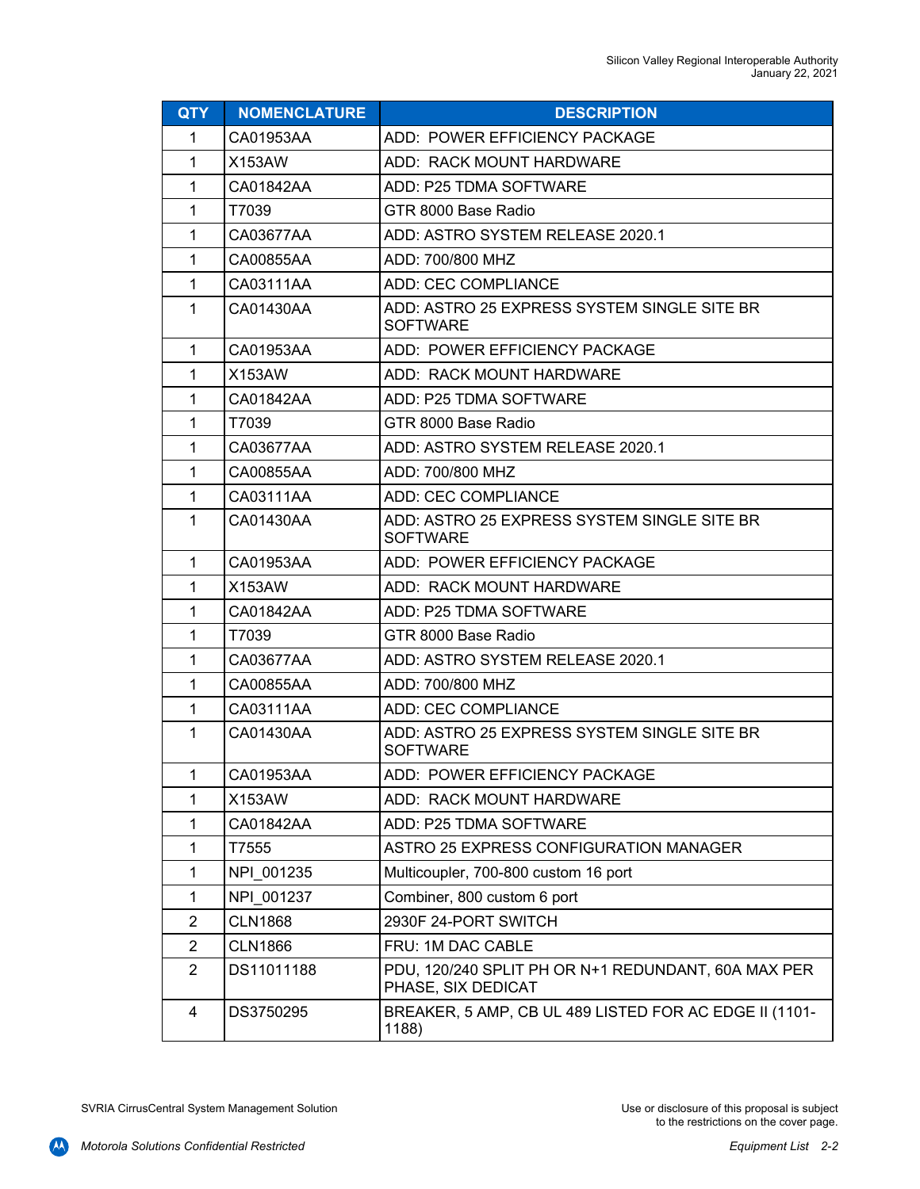| QTY | NOMENCLATURE | DESCRIPTION |
|---|---|---|
| 1 | CA01953AA | ADD: POWER EFFICIENCY PACKAGE |
| 1 | X153AW | ADD: RACK MOUNT HARDWARE |
| 1 | CA01842AA | ADD: P25 TDMA SOFTWARE |
| 1 | T7039 | GTR 8000 Base Radio |
| 1 | CA03677AA | ADD: ASTRO SYSTEM RELEASE 2020.1 |
| 1 | CA00855AA | ADD: 700/800 MHZ |
| 1 | CA03111AA | ADD: CEC COMPLIANCE |
| 1 | CA01430AA | ADD: ASTRO 25 EXPRESS SYSTEM SINGLE SITE BR SOFTWARE |
| 1 | CA01953AA | ADD: POWER EFFICIENCY PACKAGE |
| 1 | X153AW | ADD: RACK MOUNT HARDWARE |
| 1 | CA01842AA | ADD: P25 TDMA SOFTWARE |
| 1 | T7039 | GTR 8000 Base Radio |
| 1 | CA03677AA | ADD: ASTRO SYSTEM RELEASE 2020.1 |
| 1 | CA00855AA | ADD: 700/800 MHZ |
| 1 | CA03111AA | ADD: CEC COMPLIANCE |
| 1 | CA01430AA | ADD: ASTRO 25 EXPRESS SYSTEM SINGLE SITE BR SOFTWARE |
| 1 | CA01953AA | ADD: POWER EFFICIENCY PACKAGE |
| 1 | X153AW | ADD: RACK MOUNT HARDWARE |
| 1 | CA01842AA | ADD: P25 TDMA SOFTWARE |
| 1 | T7039 | GTR 8000 Base Radio |
| 1 | CA03677AA | ADD: ASTRO SYSTEM RELEASE 2020.1 |
| 1 | CA00855AA | ADD: 700/800 MHZ |
| 1 | CA03111AA | ADD: CEC COMPLIANCE |
| 1 | CA01430AA | ADD: ASTRO 25 EXPRESS SYSTEM SINGLE SITE BR SOFTWARE |
| 1 | CA01953AA | ADD: POWER EFFICIENCY PACKAGE |
| 1 | X153AW | ADD: RACK MOUNT HARDWARE |
| 1 | CA01842AA | ADD: P25 TDMA SOFTWARE |
| 1 | T7555 | ASTRO 25 EXPRESS CONFIGURATION MANAGER |
| 1 | NPI_001235 | Multicoupler, 700-800 custom 16 port |
| 1 | NPI_001237 | Combiner, 800 custom 6 port |
| 2 | CLN1868 | 2930F 24-PORT SWITCH |
| 2 | CLN1866 | FRU: 1M DAC CABLE |
| 2 | DS11011188 | PDU, 120/240 SPLIT PH OR N+1 REDUNDANT, 60A MAX PER PHASE, SIX DEDICAT |
| 4 | DS3750295 | BREAKER, 5 AMP, CB UL 489 LISTED FOR AC EDGE II (1101-1188) |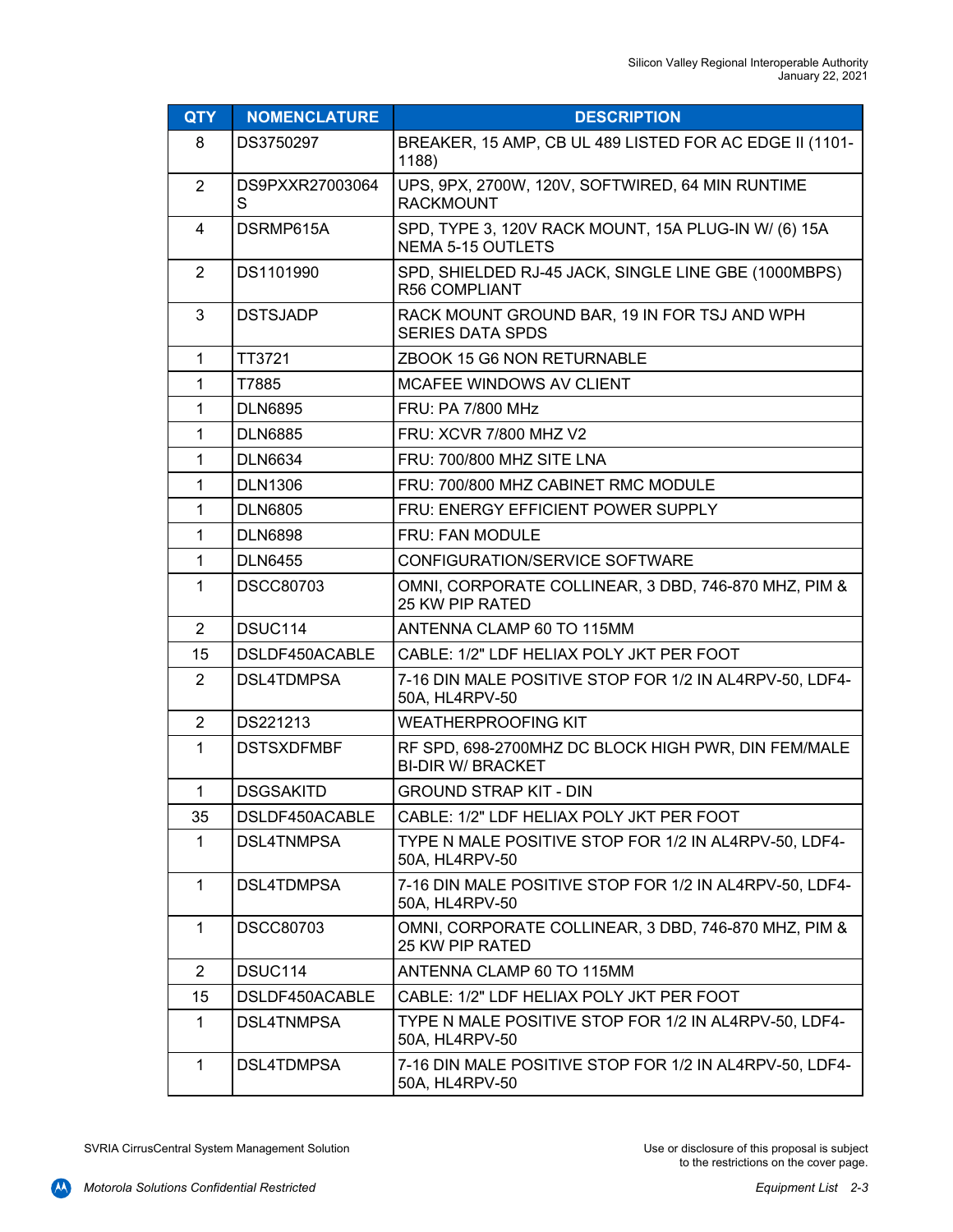| QTY | NOMENCLATURE | DESCRIPTION |
| --- | --- | --- |
| 8 | DS3750297 | BREAKER, 15 AMP, CB UL 489 LISTED FOR AC EDGE II (1101-1188) |
| 2 | DS9PXXR27003064S | UPS, 9PX, 2700W, 120V, SOFTWIRED, 64 MIN RUNTIME RACKMOUNT |
| 4 | DSRMP615A | SPD, TYPE 3, 120V RACK MOUNT, 15A PLUG-IN W/ (6) 15A NEMA 5-15 OUTLETS |
| 2 | DS1101990 | SPD, SHIELDED RJ-45 JACK, SINGLE LINE GBE (1000MBPS) R56 COMPLIANT |
| 3 | DSTSJADP | RACK MOUNT GROUND BAR, 19 IN FOR TSJ AND WPH SERIES DATA SPDS |
| 1 | TT3721 | ZBOOK 15 G6 NON RETURNABLE |
| 1 | T7885 | MCAFEE WINDOWS AV CLIENT |
| 1 | DLN6895 | FRU: PA 7/800 MHz |
| 1 | DLN6885 | FRU: XCVR 7/800 MHZ V2 |
| 1 | DLN6634 | FRU: 700/800 MHZ SITE LNA |
| 1 | DLN1306 | FRU: 700/800 MHZ CABINET RMC MODULE |
| 1 | DLN6805 | FRU: ENERGY EFFICIENT POWER SUPPLY |
| 1 | DLN6898 | FRU: FAN MODULE |
| 1 | DLN6455 | CONFIGURATION/SERVICE SOFTWARE |
| 1 | DSCC80703 | OMNI, CORPORATE COLLINEAR, 3 DBD, 746-870 MHZ, PIM & 25 KW PIP RATED |
| 2 | DSUC114 | ANTENNA CLAMP 60 TO 115MM |
| 15 | DSLDF450ACABLE | CABLE: 1/2" LDF HELIAX POLY JKT PER FOOT |
| 2 | DSL4TDMPSA | 7-16 DIN MALE POSITIVE STOP FOR 1/2 IN AL4RPV-50, LDF4-50A, HL4RPV-50 |
| 2 | DS221213 | WEATHERPROOFING KIT |
| 1 | DSTSXDFMBF | RF SPD, 698-2700MHZ DC BLOCK HIGH PWR, DIN FEM/MALE BI-DIR W/ BRACKET |
| 1 | DSGSAKITD | GROUND STRAP KIT - DIN |
| 35 | DSLDF450ACABLE | CABLE: 1/2" LDF HELIAX POLY JKT PER FOOT |
| 1 | DSL4TNMPSA | TYPE N MALE POSITIVE STOP FOR 1/2 IN AL4RPV-50, LDF4-50A, HL4RPV-50 |
| 1 | DSL4TDMPSA | 7-16 DIN MALE POSITIVE STOP FOR 1/2 IN AL4RPV-50, LDF4-50A, HL4RPV-50 |
| 1 | DSCC80703 | OMNI, CORPORATE COLLINEAR, 3 DBD, 746-870 MHZ, PIM & 25 KW PIP RATED |
| 2 | DSUC114 | ANTENNA CLAMP 60 TO 115MM |
| 15 | DSLDF450ACABLE | CABLE: 1/2" LDF HELIAX POLY JKT PER FOOT |
| 1 | DSL4TNMPSA | TYPE N MALE POSITIVE STOP FOR 1/2 IN AL4RPV-50, LDF4-50A, HL4RPV-50 |
| 1 | DSL4TDMPSA | 7-16 DIN MALE POSITIVE STOP FOR 1/2 IN AL4RPV-50, LDF4-50A, HL4RPV-50 |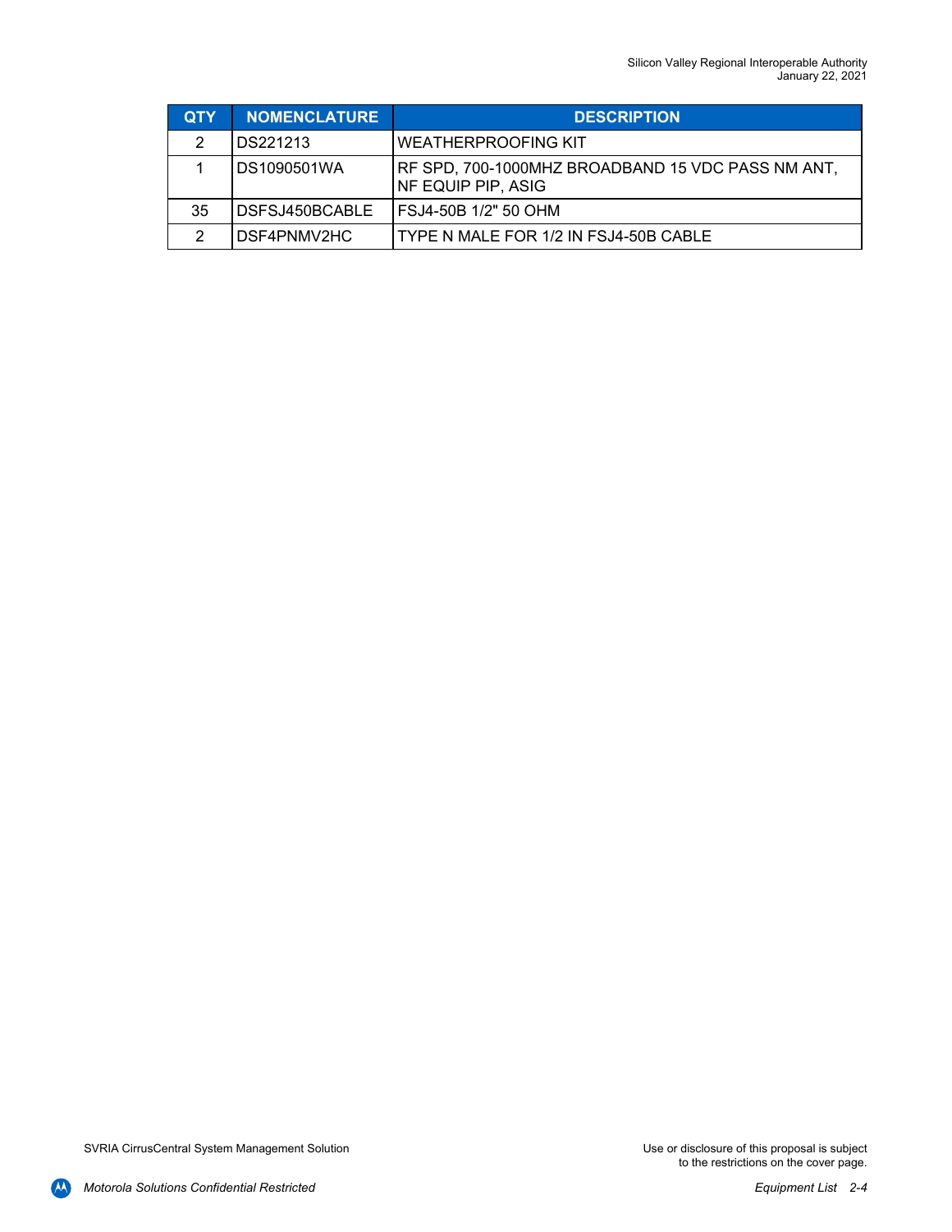| QTY | NOMENCLATURE | DESCRIPTION |
| --- | --- | --- |
| 2 | DS221213 | WEATHERPROOFING KIT |
| 1 | DS1090501WA | RF SPD, 700-1000MHZ BROADBAND 15 VDC PASS NM ANT, NF EQUIP PIP, ASIG |
| 35 | DSFSJ450BCABLE | FSJ4-50B 1/2" 50 OHM |
| 2 | DSF4PNMV2HC | TYPE N MALE FOR 1/2 IN FSJ4-50B CABLE |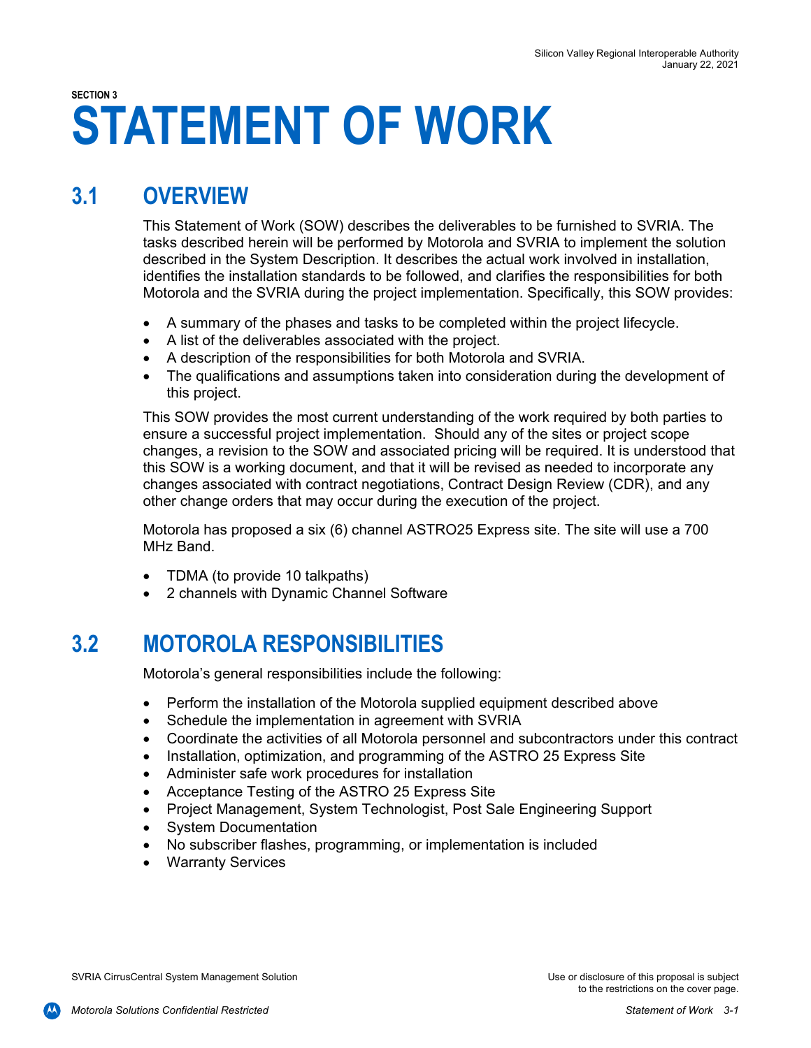SECTION 3

# STATEMENT OF WORK

## 3.1 OVERVIEW

This Statement of Work (SOW) describes the deliverables to be furnished to SVRIA. The tasks described herein will be performed by Motorola and SVRIA to implement the solution described in the System Description. It describes the actual work involved in installation, identifies the installation standards to be followed, and clarifies the responsibilities for both Motorola and the SVRIA during the project implementation. Specifically, this SOW provides:

- A summary of the phases and tasks to be completed within the project lifecycle.
- A list of the deliverables associated with the project.
- A description of the responsibilities for both Motorola and SVRIA.
- The qualifications and assumptions taken into consideration during the development of this project.

This SOW provides the most current understanding of the work required by both parties to ensure a successful project implementation. Should any of the sites or project scope changes, a revision to the SOW and associated pricing will be required. It is understood that this SOW is a working document, and that it will be revised as needed to incorporate any changes associated with contract negotiations, Contract Design Review (CDR), and any other change orders that may occur during the execution of the project.

Motorola has proposed a six (6) channel ASTRO25 Express site. The site will use a 700 MHz Band.

- TDMA (to provide 10 talkpaths)
- 2 channels with Dynamic Channel Software

## 3.2 MOTOROLA RESPONSIBILITIES

Motorola's general responsibilities include the following:

- Perform the installation of the Motorola supplied equipment described above
- Schedule the implementation in agreement with SVRIA
- Coordinate the activities of all Motorola personnel and subcontractors under this contract
- Installation, optimization, and programming of the ASTRO 25 Express Site
- Administer safe work procedures for installation
- Acceptance Testing of the ASTRO 25 Express Site
- Project Management, System Technologist, Post Sale Engineering Support
- System Documentation
- No subscriber flashes, programming, or implementation is included
- Warranty Services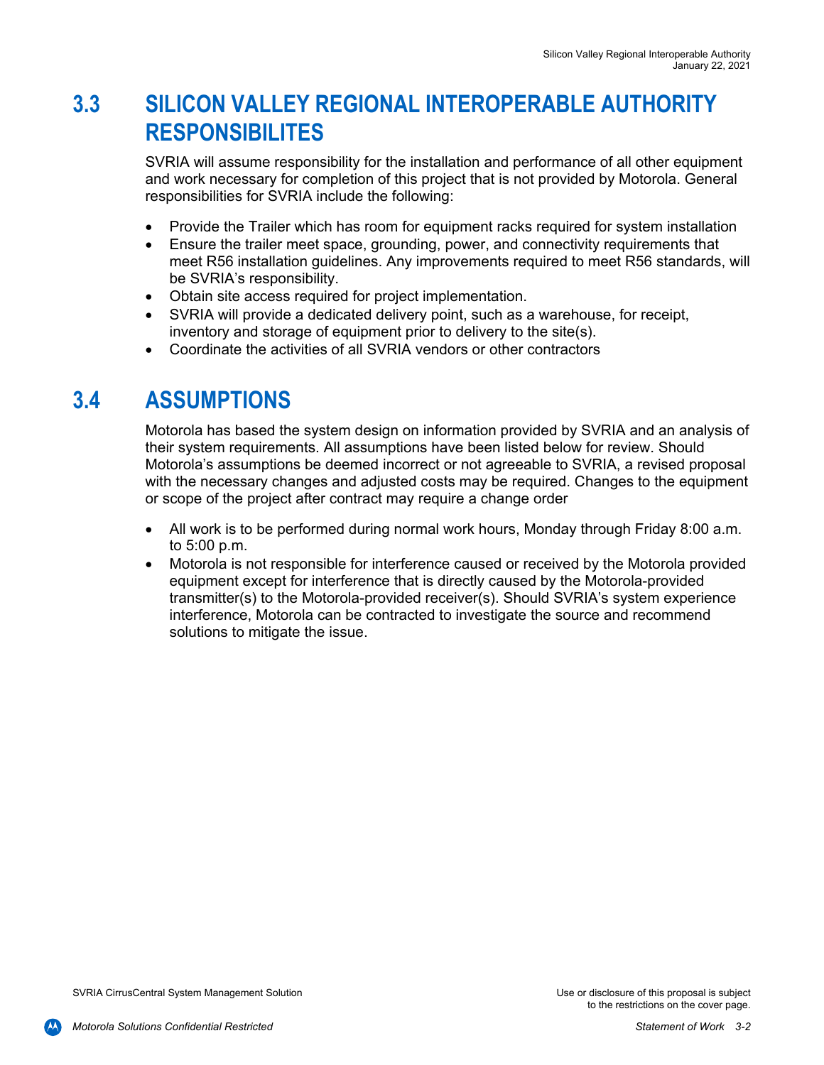## 3.3 SILICON VALLEY REGIONAL INTEROPERABLE AUTHORITY RESPONSIBILITES

SVRIA will assume responsibility for the installation and performance of all other equipment and work necessary for completion of this project that is not provided by Motorola. General responsibilities for SVRIA include the following:

- Provide the Trailer which has room for equipment racks required for system installation
- Ensure the trailer meet space, grounding, power, and connectivity requirements that meet R56 installation guidelines. Any improvements required to meet R56 standards, will be SVRIA's responsibility.
- Obtain site access required for project implementation.
- SVRIA will provide a dedicated delivery point, such as a warehouse, for receipt, inventory and storage of equipment prior to delivery to the site(s).
- Coordinate the activities of all SVRIA vendors or other contractors

## 3.4 ASSUMPTIONS

Motorola has based the system design on information provided by SVRIA and an analysis of their system requirements. All assumptions have been listed below for review. Should Motorola's assumptions be deemed incorrect or not agreeable to SVRIA, a revised proposal with the necessary changes and adjusted costs may be required. Changes to the equipment or scope of the project after contract may require a change order

- All work is to be performed during normal work hours, Monday through Friday 8:00 a.m. to 5:00 p.m.
- Motorola is not responsible for interference caused or received by the Motorola provided equipment except for interference that is directly caused by the Motorola-provided transmitter(s) to the Motorola-provided receiver(s). Should SVRIA's system experience interference, Motorola can be contracted to investigate the source and recommend solutions to mitigate the issue.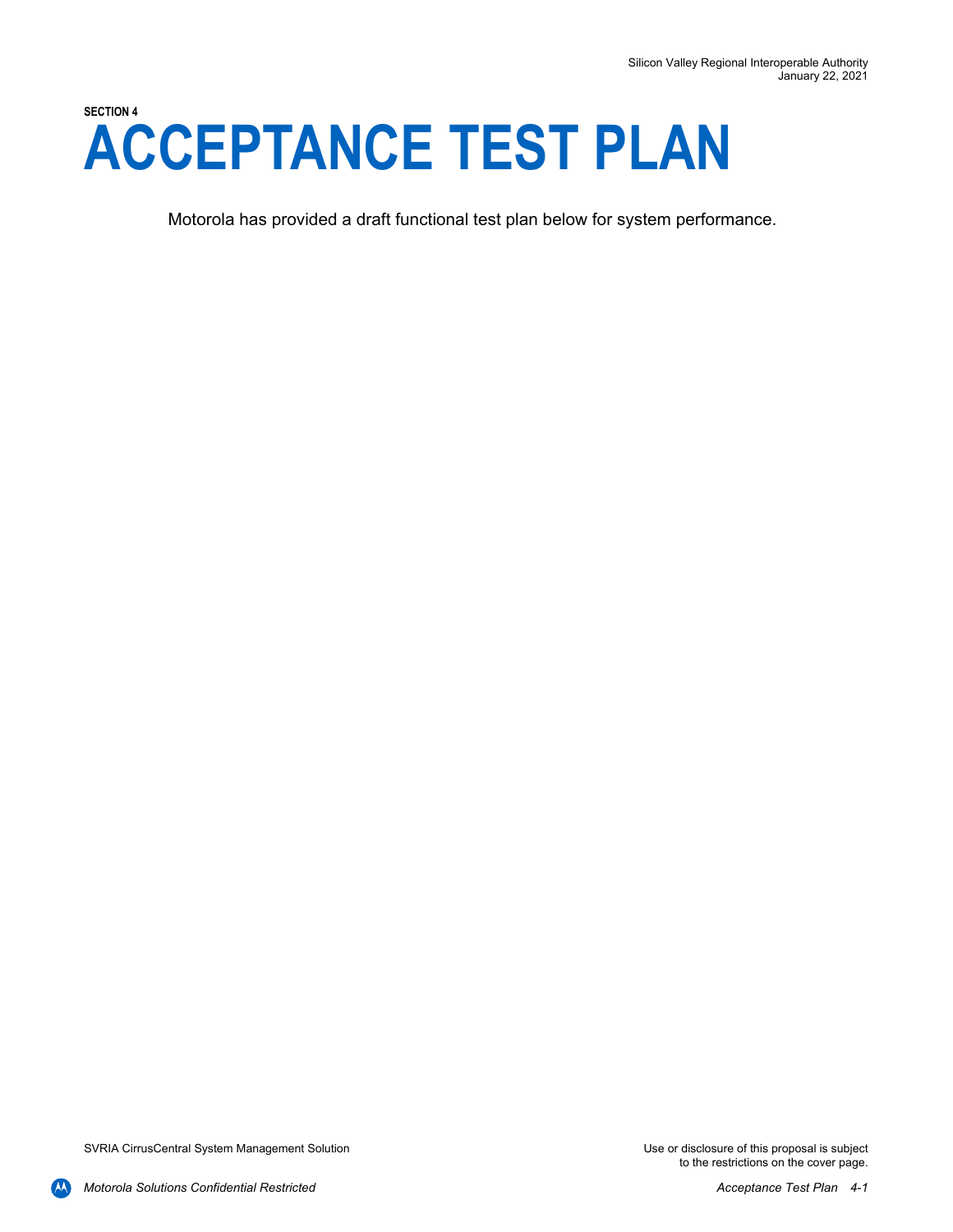SECTION 4

# ACCEPTANCE TEST PLAN

Motorola has provided a draft functional test plan below for system performance.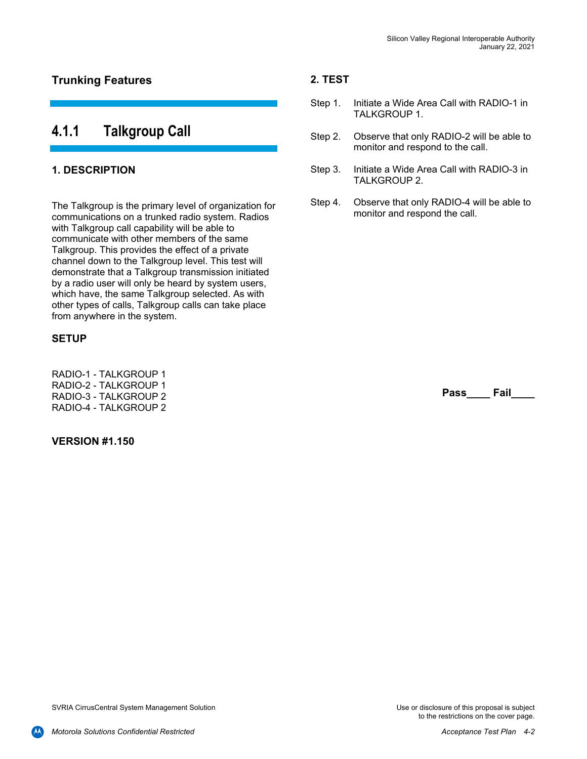## Trunking Features

## 4.1.1 Talkgroup Call

### 1. DESCRIPTION

The Talkgroup is the primary level of organization for communications on a trunked radio system. Radios with Talkgroup call capability will be able to communicate with other members of the same Talkgroup. This provides the effect of a private channel down to the Talkgroup level. This test will demonstrate that a Talkgroup transmission initiated by a radio user will only be heard by system users, which have, the same Talkgroup selected. As with other types of calls, Talkgroup calls can take place from anywhere in the system.

### SETUP

RADIO-1 - TALKGROUP 1
RADIO-2 - TALKGROUP 1
RADIO-3 - TALKGROUP 2
RADIO-4 - TALKGROUP 2

**VERSION #1.150**

### 2. TEST

Step 1. Initiate a Wide Area Call with RADIO-1 in TALKGROUP 1.

Step 2. Observe that only RADIO-2 will be able to monitor and respond to the call.

Step 3. Initiate a Wide Area Call with RADIO-3 in TALKGROUP 2.

Step 4. Observe that only RADIO-4 will be able to monitor and respond the call.

**Pass____ Fail____**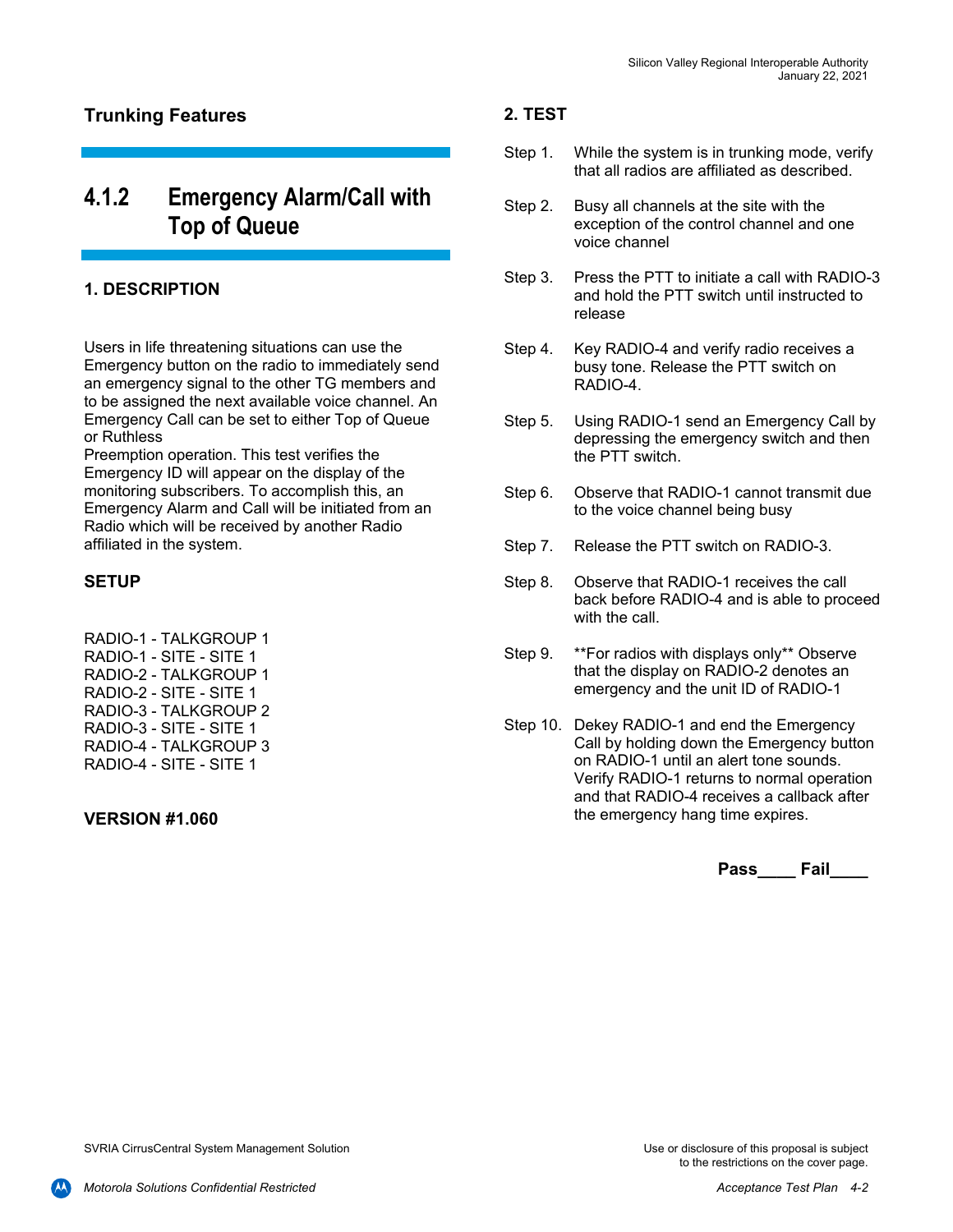### Trunking Features

## 4.1.2 Emergency Alarm/Call with Top of Queue

### 1. DESCRIPTION

Users in life threatening situations can use the Emergency button on the radio to immediately send an emergency signal to the other TG members and to be assigned the next available voice channel. An Emergency Call can be set to either Top of Queue or Ruthless
Preemption operation. This test verifies the Emergency ID will appear on the display of the monitoring subscribers. To accomplish this, an Emergency Alarm and Call will be initiated from an Radio which will be received by another Radio affiliated in the system.

### SETUP

RADIO-1 - TALKGROUP 1
RADIO-1 - SITE - SITE 1
RADIO-2 - TALKGROUP 1
RADIO-2 - SITE - SITE 1
RADIO-3 - TALKGROUP 2
RADIO-3 - SITE - SITE 1
RADIO-4 - TALKGROUP 3
RADIO-4 - SITE - SITE 1

### VERSION #1.060

### 2. TEST

Step 1. While the system is in trunking mode, verify that all radios are affiliated as described.

Step 2. Busy all channels at the site with the exception of the control channel and one voice channel

Step 3. Press the PTT to initiate a call with RADIO-3 and hold the PTT switch until instructed to release

Step 4. Key RADIO-4 and verify radio receives a busy tone. Release the PTT switch on RADIO-4.

Step 5. Using RADIO-1 send an Emergency Call by depressing the emergency switch and then the PTT switch.

Step 6. Observe that RADIO-1 cannot transmit due to the voice channel being busy

Step 7. Release the PTT switch on RADIO-3.

Step 8. Observe that RADIO-1 receives the call back before RADIO-4 and is able to proceed with the call.

Step 9. **For radios with displays only** Observe that the display on RADIO-2 denotes an emergency and the unit ID of RADIO-1

Step 10. Dekey RADIO-1 and end the Emergency Call by holding down the Emergency button on RADIO-1 until an alert tone sounds. Verify RADIO-1 returns to normal operation and that RADIO-4 receives a callback after the emergency hang time expires.

**Pass____ Fail____**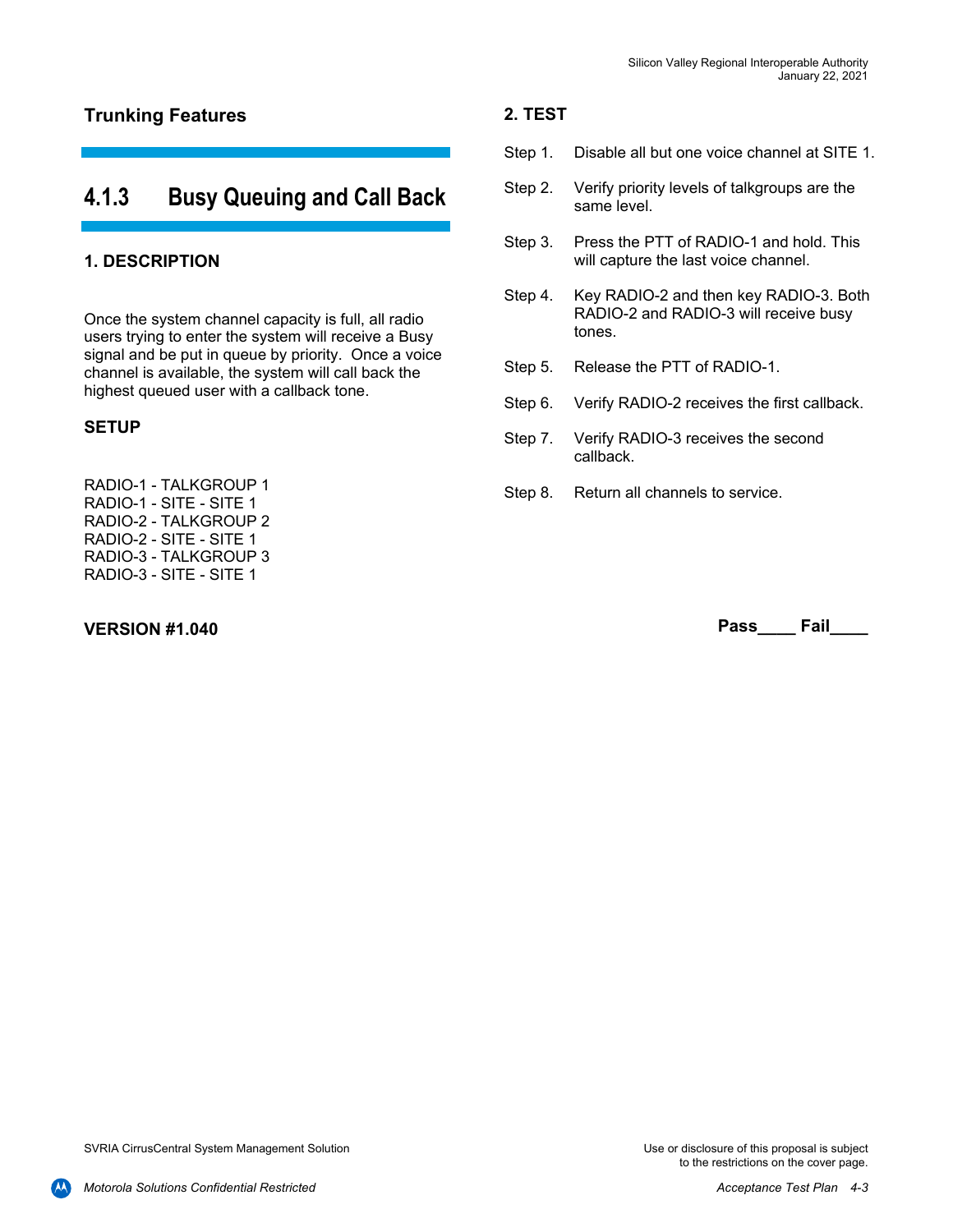## Trunking Features

# 4.1.3 Busy Queuing and Call Back

### 1. DESCRIPTION

Once the system channel capacity is full, all radio users trying to enter the system will receive a Busy signal and be put in queue by priority. Once a voice channel is available, the system will call back the highest queued user with a callback tone.

### SETUP

RADIO-1 - TALKGROUP 1
RADIO-1 - SITE - SITE 1
RADIO-2 - TALKGROUP 2
RADIO-2 - SITE - SITE 1
RADIO-3 - TALKGROUP 3
RADIO-3 - SITE - SITE 1

**VERSION #1.040**

### 2. TEST

Step 1. Disable all but one voice channel at SITE 1.

Step 2. Verify priority levels of talkgroups are the same level.

Step 3. Press the PTT of RADIO-1 and hold. This will capture the last voice channel.

Step 4. Key RADIO-2 and then key RADIO-3. Both RADIO-2 and RADIO-3 will receive busy tones.

Step 5. Release the PTT of RADIO-1.

Step 6. Verify RADIO-2 receives the first callback.

Step 7. Verify RADIO-3 receives the second callback.

Step 8. Return all channels to service.

**Pass____ Fail____**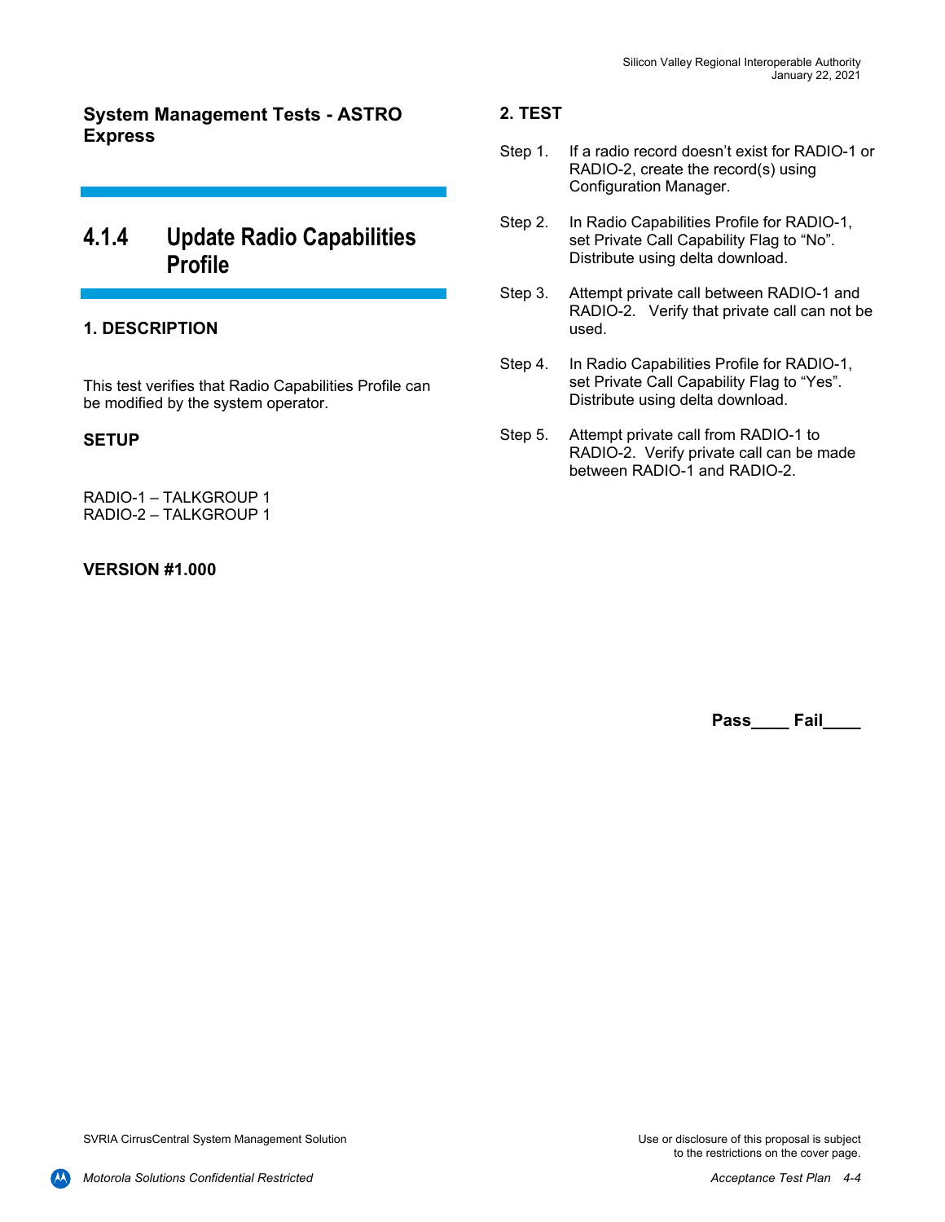**System Management Tests - ASTRO Express**

## 4.1.4 Update Radio Capabilities Profile

### 1. DESCRIPTION

This test verifies that Radio Capabilities Profile can be modified by the system operator.

### SETUP

RADIO-1 – TALKGROUP 1
RADIO-2 – TALKGROUP 1

**VERSION #1.000**

### 2. TEST

Step 1. If a radio record doesn't exist for RADIO-1 or RADIO-2, create the record(s) using Configuration Manager.

Step 2. In Radio Capabilities Profile for RADIO-1, set Private Call Capability Flag to "No". Distribute using delta download.

Step 3. Attempt private call between RADIO-1 and RADIO-2. Verify that private call can not be used.

Step 4. In Radio Capabilities Profile for RADIO-1, set Private Call Capability Flag to "Yes". Distribute using delta download.

Step 5. Attempt private call from RADIO-1 to RADIO-2. Verify private call can be made between RADIO-1 and RADIO-2.

**Pass____ Fail____**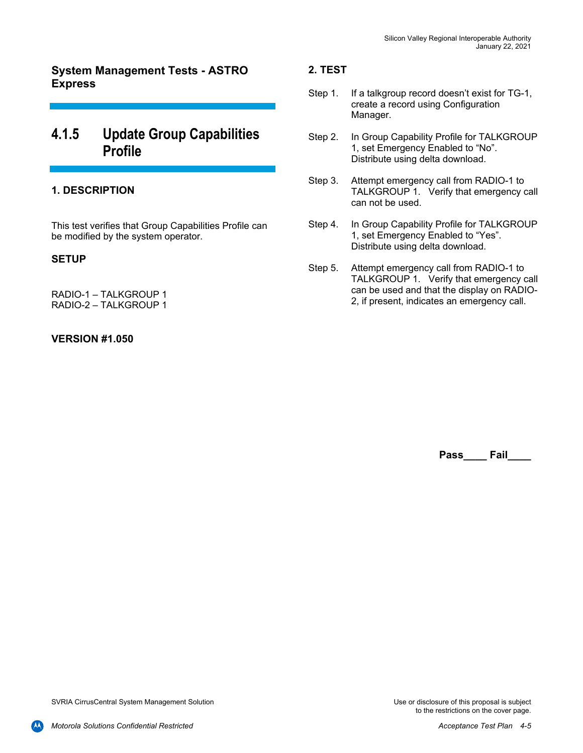**System Management Tests - ASTRO Express**

## 4.1.5 Update Group Capabilities Profile

### 1. DESCRIPTION

This test verifies that Group Capabilities Profile can be modified by the system operator.

### SETUP

RADIO-1 – TALKGROUP 1
RADIO-2 – TALKGROUP 1

**VERSION #1.050**

### 2. TEST

Step 1. If a talkgroup record doesn't exist for TG-1, create a record using Configuration Manager.

Step 2. In Group Capability Profile for TALKGROUP 1, set Emergency Enabled to "No". Distribute using delta download.

Step 3. Attempt emergency call from RADIO-1 to TALKGROUP 1. Verify that emergency call can not be used.

Step 4. In Group Capability Profile for TALKGROUP 1, set Emergency Enabled to "Yes". Distribute using delta download.

Step 5. Attempt emergency call from RADIO-1 to TALKGROUP 1. Verify that emergency call can be used and that the display on RADIO-2, if present, indicates an emergency call.

**Pass____ Fail____**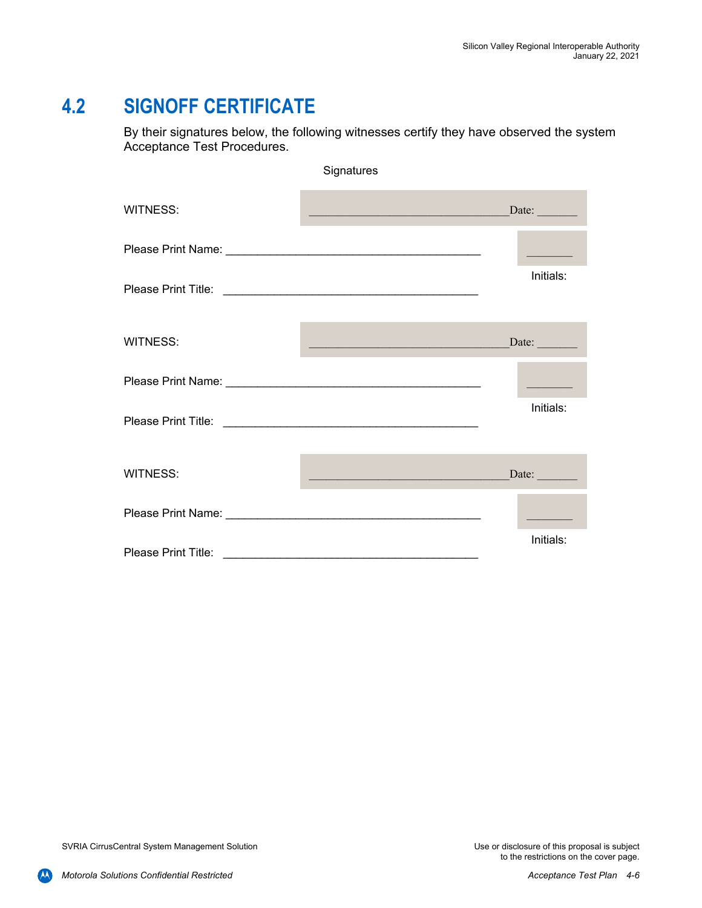## 4.2 SIGNOFF CERTIFICATE

By their signatures below, the following witnesses certify they have observed the system Acceptance Test Procedures.

Signatures

WITNESS: ________________________________ Date: ______

Please Print Name: ________________________________________ _______

Initials:

Please Print Title: ________________________________________

WITNESS: ________________________________ Date: ______

Please Print Name: ________________________________________ _______

Initials:

Please Print Title: ________________________________________

WITNESS: ________________________________ Date: ______

Please Print Name: ________________________________________ _______

Initials:

Please Print Title: ________________________________________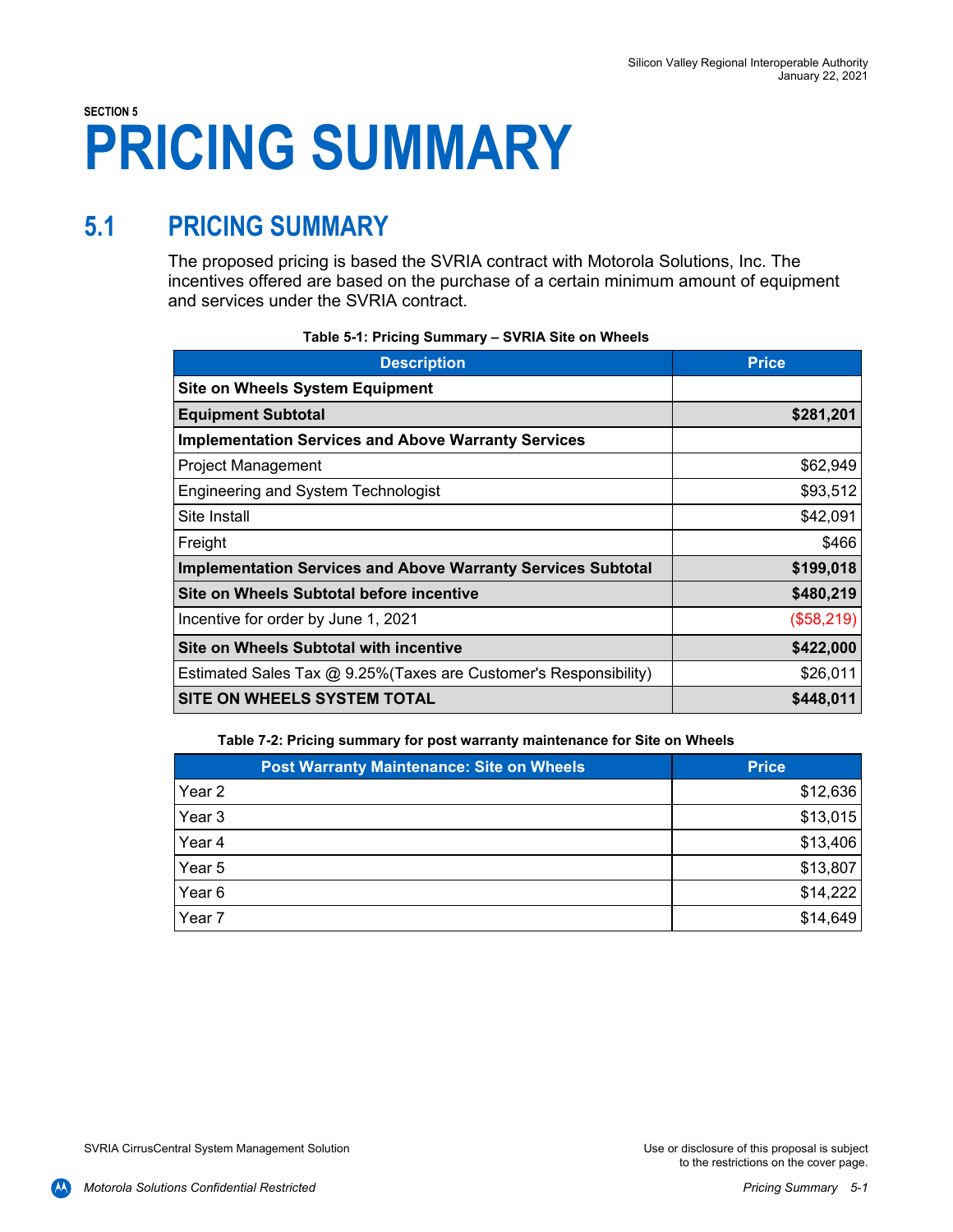SECTION 5

# PRICING SUMMARY

## 5.1 PRICING SUMMARY

The proposed pricing is based the SVRIA contract with Motorola Solutions, Inc. The incentives offered are based on the purchase of a certain minimum amount of equipment and services under the SVRIA contract.

**Table 5-1: Pricing Summary – SVRIA Site on Wheels**

| Description | Price |
|---|---|
| **Site on Wheels System Equipment** | |
| **Equipment Subtotal** | **$281,201** |
| **Implementation Services and Above Warranty Services** | |
| Project Management | $62,949 |
| Engineering and System Technologist | $93,512 |
| Site Install | $42,091 |
| Freight | $466 |
| **Implementation Services and Above Warranty Services Subtotal** | **$199,018** |
| **Site on Wheels Subtotal before incentive** | **$480,219** |
| Incentive for order by June 1, 2021 | ($58,219) |
| **Site on Wheels Subtotal with incentive** | **$422,000** |
| Estimated Sales Tax @ 9.25%(Taxes are Customer's Responsibility) | $26,011 |
| **SITE ON WHEELS SYSTEM TOTAL** | **$448,011** |

**Table 7-2: Pricing summary for post warranty maintenance for Site on Wheels**

| Post Warranty Maintenance: Site on Wheels | Price |
|---|---|
| Year 2 | $12,636 |
| Year 3 | $13,015 |
| Year 4 | $13,406 |
| Year 5 | $13,807 |
| Year 6 | $14,222 |
| Year 7 | $14,649 |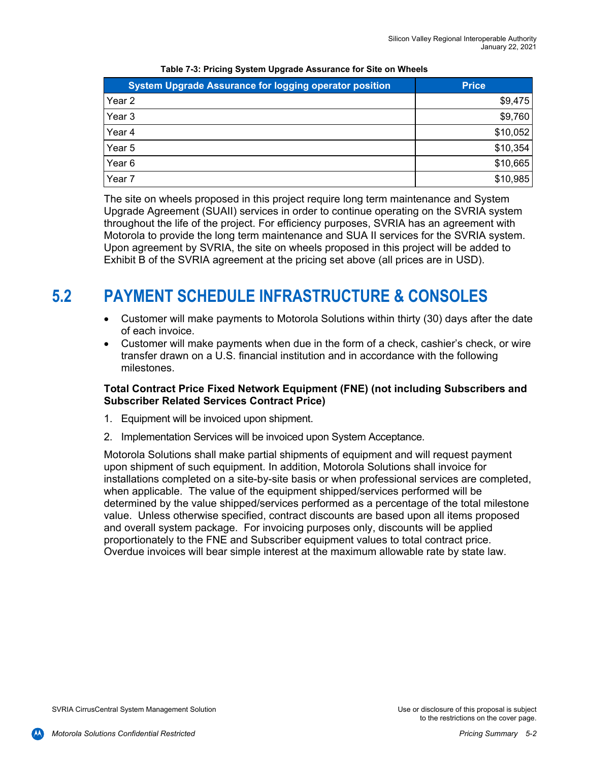**Table 7-3: Pricing System Upgrade Assurance for Site on Wheels**

| System Upgrade Assurance for logging operator position | Price |
|---|---|
| Year 2 | $9,475 |
| Year 3 | $9,760 |
| Year 4 | $10,052 |
| Year 5 | $10,354 |
| Year 6 | $10,665 |
| Year 7 | $10,985 |

The site on wheels proposed in this project require long term maintenance and System Upgrade Agreement (SUAII) services in order to continue operating on the SVRIA system throughout the life of the project. For efficiency purposes, SVRIA has an agreement with Motorola to provide the long term maintenance and SUA II services for the SVRIA system. Upon agreement by SVRIA, the site on wheels proposed in this project will be added to Exhibit B of the SVRIA agreement at the pricing set above (all prices are in USD).

## 5.2 PAYMENT SCHEDULE INFRASTRUCTURE & CONSOLES

- Customer will make payments to Motorola Solutions within thirty (30) days after the date of each invoice.
- Customer will make payments when due in the form of a check, cashier's check, or wire transfer drawn on a U.S. financial institution and in accordance with the following milestones.

**Total Contract Price Fixed Network Equipment (FNE) (not including Subscribers and Subscriber Related Services Contract Price)**

1. Equipment will be invoiced upon shipment.
2. Implementation Services will be invoiced upon System Acceptance.

Motorola Solutions shall make partial shipments of equipment and will request payment upon shipment of such equipment. In addition, Motorola Solutions shall invoice for installations completed on a site-by-site basis or when professional services are completed, when applicable. The value of the equipment shipped/services performed will be determined by the value shipped/services performed as a percentage of the total milestone value. Unless otherwise specified, contract discounts are based upon all items proposed and overall system package. For invoicing purposes only, discounts will be applied proportionately to the FNE and Subscriber equipment values to total contract price. Overdue invoices will bear simple interest at the maximum allowable rate by state law.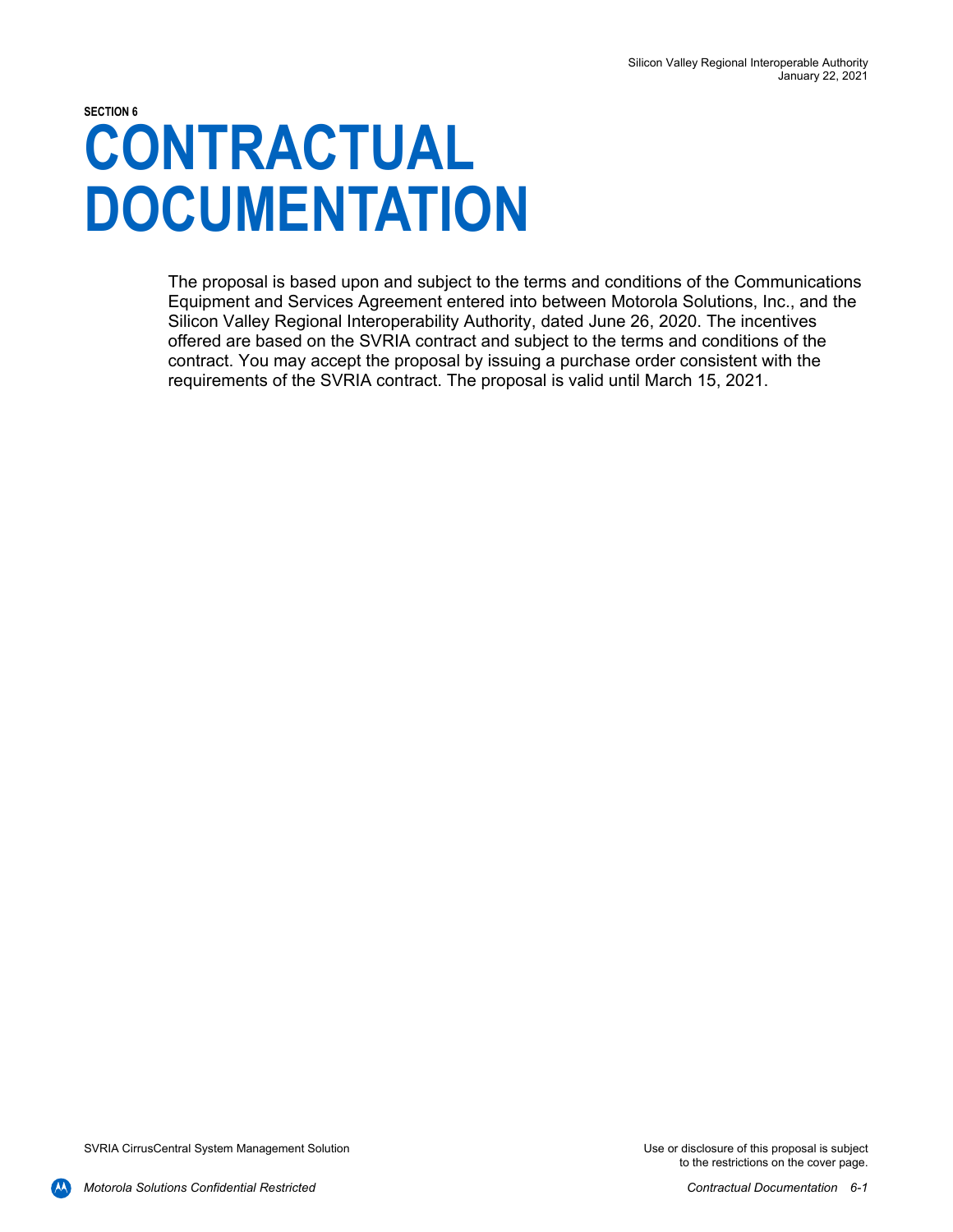SECTION 6

# CONTRACTUAL DOCUMENTATION

The proposal is based upon and subject to the terms and conditions of the Communications Equipment and Services Agreement entered into between Motorola Solutions, Inc., and the Silicon Valley Regional Interoperability Authority, dated June 26, 2020. The incentives offered are based on the SVRIA contract and subject to the terms and conditions of the contract. You may accept the proposal by issuing a purchase order consistent with the requirements of the SVRIA contract. The proposal is valid until March 15, 2021.